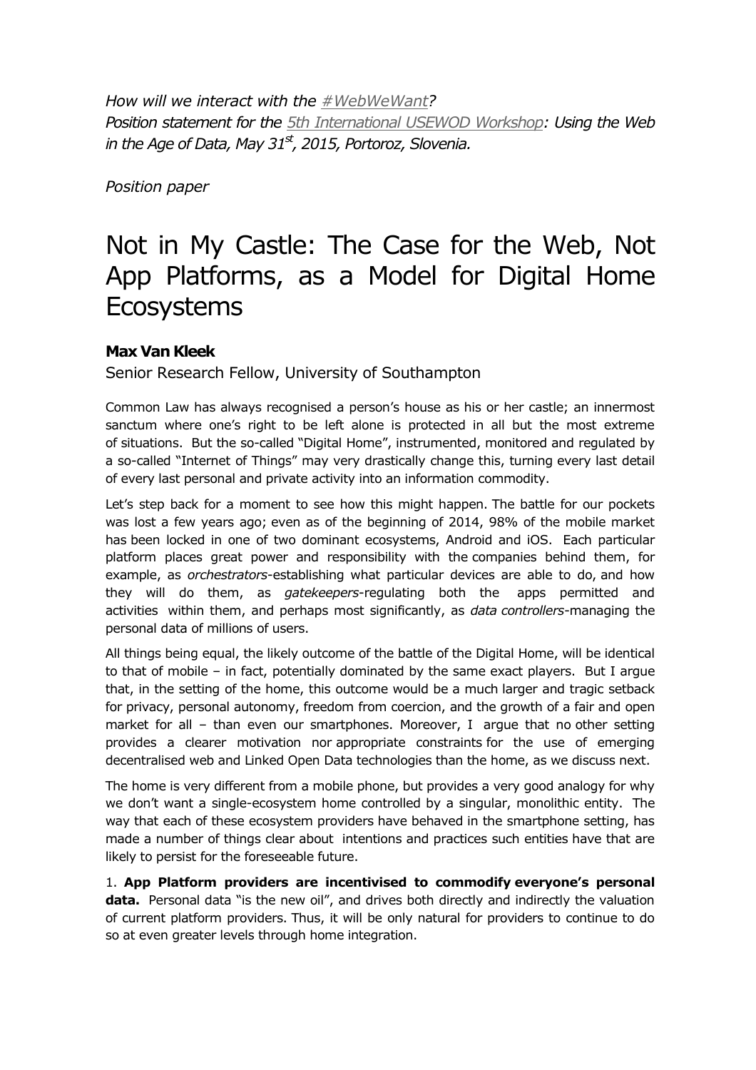*How will we interact with the #WebWeWant?*
*Position statement for the 5th International USEWOD Workshop: Using the Web in the Age of Data, May 31st, 2015, Portoroz, Slovenia.*

*Position paper*

# Not in My Castle: The Case for the Web, Not App Platforms, as a Model for Digital Home Ecosystems

**Max Van Kleek**

Senior Research Fellow, University of Southampton

Common Law has always recognised a person's house as his or her castle; an innermost sanctum where one's right to be left alone is protected in all but the most extreme of situations. But the so-called "Digital Home", instrumented, monitored and regulated by a so-called "Internet of Things" may very drastically change this, turning every last detail of every last personal and private activity into an information commodity.

Let's step back for a moment to see how this might happen. The battle for our pockets was lost a few years ago; even as of the beginning of 2014, 98% of the mobile market has been locked in one of two dominant ecosystems, Android and iOS. Each particular platform places great power and responsibility with the companies behind them, for example, as *orchestrators*-establishing what particular devices are able to do, and how they will do them, as *gatekeepers*-regulating both the apps permitted and activities within them, and perhaps most significantly, as *data controllers*-managing the personal data of millions of users.

All things being equal, the likely outcome of the battle of the Digital Home, will be identical to that of mobile – in fact, potentially dominated by the same exact players. But I argue that, in the setting of the home, this outcome would be a much larger and tragic setback for privacy, personal autonomy, freedom from coercion, and the growth of a fair and open market for all – than even our smartphones. Moreover, I argue that no other setting provides a clearer motivation nor appropriate constraints for the use of emerging decentralised web and Linked Open Data technologies than the home, as we discuss next.

The home is very different from a mobile phone, but provides a very good analogy for why we don't want a single-ecosystem home controlled by a singular, monolithic entity. The way that each of these ecosystem providers have behaved in the smartphone setting, has made a number of things clear about intentions and practices such entities have that are likely to persist for the foreseeable future.

1. **App Platform providers are incentivised to commodify everyone's personal data.** Personal data "is the new oil", and drives both directly and indirectly the valuation of current platform providers. Thus, it will be only natural for providers to continue to do so at even greater levels through home integration.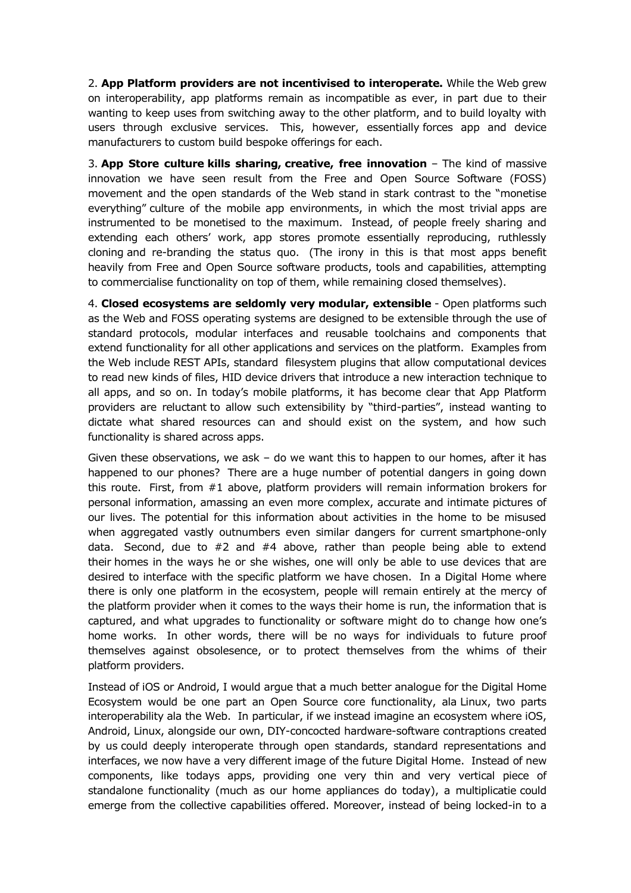2. **App Platform providers are not incentivised to interoperate.** While the Web grew on interoperability, app platforms remain as incompatible as ever, in part due to their wanting to keep uses from switching away to the other platform, and to build loyalty with users through exclusive services. This, however, essentially forces app and device manufacturers to custom build bespoke offerings for each.

3. **App Store culture kills sharing, creative, free innovation** – The kind of massive innovation we have seen result from the Free and Open Source Software (FOSS) movement and the open standards of the Web stand in stark contrast to the "monetise everything" culture of the mobile app environments, in which the most trivial apps are instrumented to be monetised to the maximum. Instead, of people freely sharing and extending each others' work, app stores promote essentially reproducing, ruthlessly cloning and re-branding the status quo. (The irony in this is that most apps benefit heavily from Free and Open Source software products, tools and capabilities, attempting to commercialise functionality on top of them, while remaining closed themselves).

4. **Closed ecosystems are seldomly very modular, extensible** - Open platforms such as the Web and FOSS operating systems are designed to be extensible through the use of standard protocols, modular interfaces and reusable toolchains and components that extend functionality for all other applications and services on the platform. Examples from the Web include REST APIs, standard filesystem plugins that allow computational devices to read new kinds of files, HID device drivers that introduce a new interaction technique to all apps, and so on. In today's mobile platforms, it has become clear that App Platform providers are reluctant to allow such extensibility by "third-parties", instead wanting to dictate what shared resources can and should exist on the system, and how such functionality is shared across apps.

Given these observations, we ask – do we want this to happen to our homes, after it has happened to our phones? There are a huge number of potential dangers in going down this route. First, from #1 above, platform providers will remain information brokers for personal information, amassing an even more complex, accurate and intimate pictures of our lives. The potential for this information about activities in the home to be misused when aggregated vastly outnumbers even similar dangers for current smartphone-only data. Second, due to #2 and #4 above, rather than people being able to extend their homes in the ways he or she wishes, one will only be able to use devices that are desired to interface with the specific platform we have chosen. In a Digital Home where there is only one platform in the ecosystem, people will remain entirely at the mercy of the platform provider when it comes to the ways their home is run, the information that is captured, and what upgrades to functionality or software might do to change how one's home works. In other words, there will be no ways for individuals to future proof themselves against obsolesence, or to protect themselves from the whims of their platform providers.

Instead of iOS or Android, I would argue that a much better analogue for the Digital Home Ecosystem would be one part an Open Source core functionality, ala Linux, two parts interoperability ala the Web. In particular, if we instead imagine an ecosystem where iOS, Android, Linux, alongside our own, DIY-concocted hardware-software contraptions created by us could deeply interoperate through open standards, standard representations and interfaces, we now have a very different image of the future Digital Home. Instead of new components, like todays apps, providing one very thin and very vertical piece of standalone functionality (much as our home appliances do today), a multiplicatie could emerge from the collective capabilities offered. Moreover, instead of being locked-in to a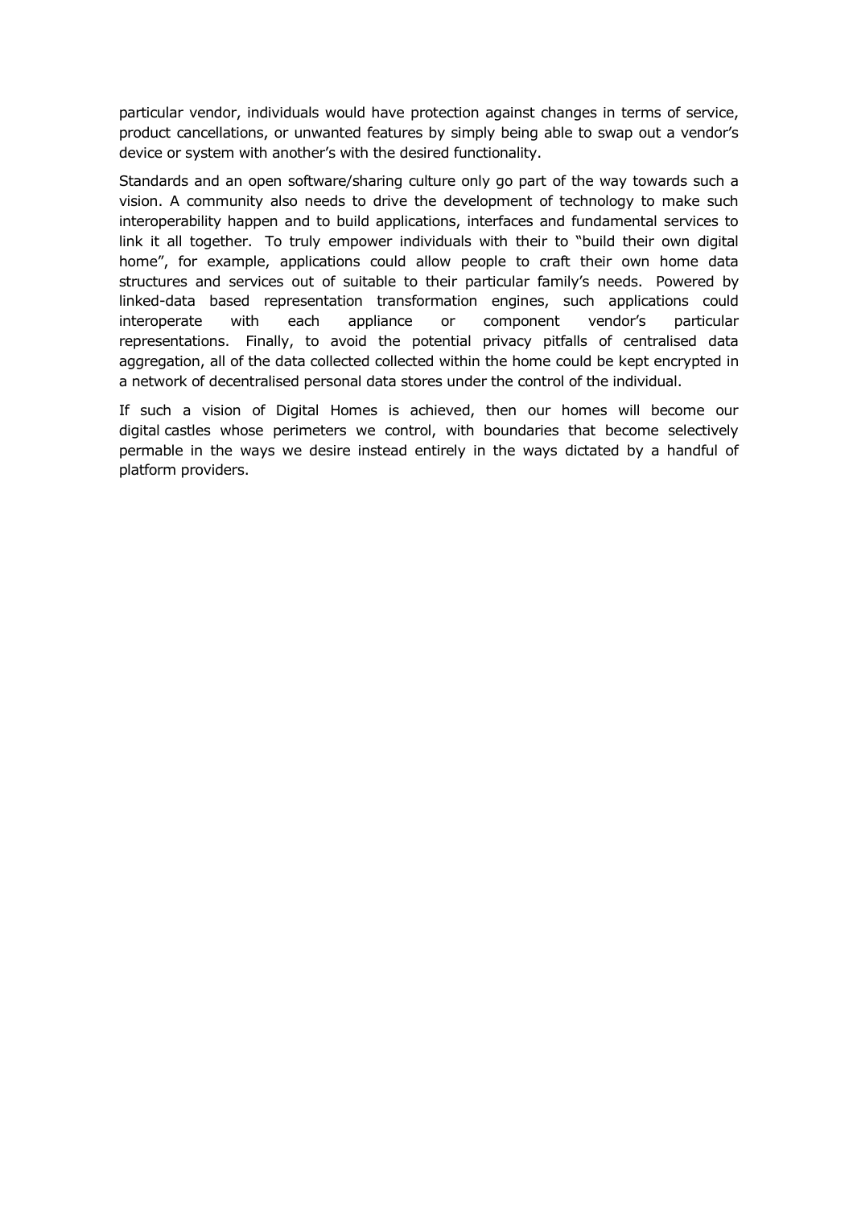particular vendor, individuals would have protection against changes in terms of service, product cancellations, or unwanted features by simply being able to swap out a vendor's device or system with another's with the desired functionality.

Standards and an open software/sharing culture only go part of the way towards such a vision. A community also needs to drive the development of technology to make such interoperability happen and to build applications, interfaces and fundamental services to link it all together. To truly empower individuals with their to "build their own digital home", for example, applications could allow people to craft their own home data structures and services out of suitable to their particular family's needs. Powered by linked-data based representation transformation engines, such applications could interoperate with each appliance or component vendor's particular representations. Finally, to avoid the potential privacy pitfalls of centralised data aggregation, all of the data collected collected within the home could be kept encrypted in a network of decentralised personal data stores under the control of the individual.

If such a vision of Digital Homes is achieved, then our homes will become our digital castles whose perimeters we control, with boundaries that become selectively permable in the ways we desire instead entirely in the ways dictated by a handful of platform providers.